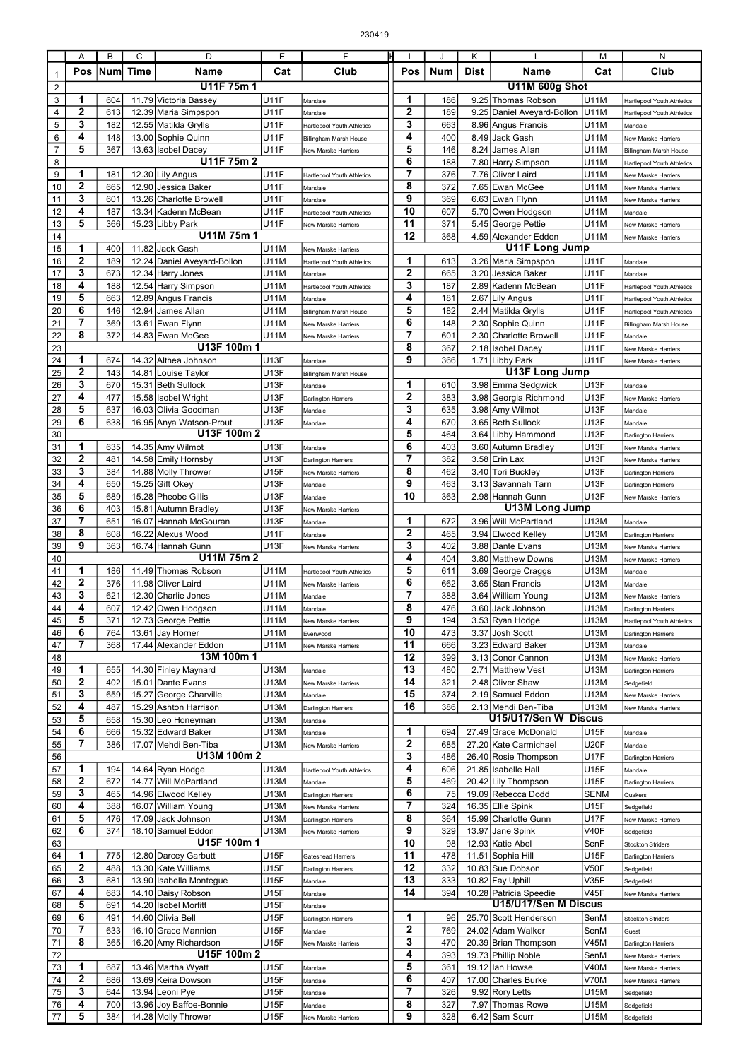230419

| Pos | Num | Time | Name | Cat | Club |
|---|---|---|---|---|---|
| **U11F 75m 1** | | | | | |
| 1 | 604 | 11.79 | Victoria Bassey | U11F | Mandale |
| 2 | 613 | 12.39 | Maria Simpspon | U11F | Mandale |
| 3 | 182 | 12.55 | Matilda Grylls | U11F | Hartlepool Youth Athletics |
| 4 | 148 | 13.00 | Sophie Quinn | U11F | Billingham Marsh House |
| 5 | 367 | 13.63 | Isobel Dacey | U11F | New Marske Harriers |
| **U11F 75m 2** | | | | | |
| 1 | 181 | 12.30 | Lily Angus | U11F | Hartlepool Youth Athletics |
| 2 | 665 | 12.90 | Jessica Baker | U11F | Mandale |
| 3 | 601 | 13.26 | Charlotte Browell | U11F | Mandale |
| 4 | 187 | 13.34 | Kadenn McBean | U11F | Hartlepool Youth Athletics |
| 5 | 366 | 15.23 | Libby Park | U11F | New Marske Harriers |
| **U11M 75m 1** | | | | | |
| 1 | 400 | 11.82 | Jack Gash | U11M | New Marske Harriers |
| 2 | 189 | 12.24 | Daniel Aveyard-Bollon | U11M | Hartlepool Youth Athletics |
| 3 | 673 | 12.34 | Harry Jones | U11M | Mandale |
| 4 | 188 | 12.54 | Harry Simpson | U11M | Hartlepool Youth Athletics |
| 5 | 663 | 12.89 | Angus Francis | U11M | Mandale |
| 6 | 146 | 12.94 | James Allan | U11M | Billingham Marsh House |
| 7 | 369 | 13.61 | Ewan Flynn | U11M | New Marske Harriers |
| 8 | 372 | 14.83 | Ewan McGee | U11M | New Marske Harriers |
| **U13F 100m 1** | | | | | |
| 1 | 674 | 14.32 | Althea Johnson | U13F | Mandale |
| 2 | 143 | 14.81 | Louise Taylor | U13F | Billingham Marsh House |
| 3 | 670 | 15.31 | Beth Sullock | U13F | Mandale |
| 4 | 477 | 15.58 | Isobel Wright | U13F | Darlington Harriers |
| 5 | 637 | 16.03 | Olivia Goodman | U13F | Mandale |
| 6 | 638 | 16.95 | Anya Watson-Prout | U13F | Mandale |
| **U13F 100m 2** | | | | | |
| 1 | 635 | 14.35 | Amy Wilmot | U13F | Mandale |
| 2 | 481 | 14.58 | Emily Hornsby | U13F | Darlington Harriers |
| 3 | 384 | 14.88 | Molly Thrower | U15F | New Marske Harriers |
| 4 | 650 | 15.25 | Gift Okey | U13F | Mandale |
| 5 | 689 | 15.28 | Pheobe Gillis | U13F | Mandale |
| 6 | 403 | 15.81 | Autumn Bradley | U13F | New Marske Harriers |
| 7 | 651 | 16.07 | Hannah McGouran | U13F | Mandale |
| 8 | 608 | 16.22 | Alexus Wood | U11F | Mandale |
| 9 | 363 | 16.74 | Hannah Gunn | U13F | New Marske Harriers |
| **U11M 75m 2** | | | | | |
| 1 | 186 | 11.49 | Thomas Robson | U11M | Hartlepool Youth Athletics |
| 2 | 376 | 11.98 | Oliver Laird | U11M | New Marske Harriers |
| 3 | 621 | 12.30 | Charlie Jones | U11M | Mandale |
| 4 | 607 | 12.42 | Owen Hodgson | U11M | Mandale |
| 5 | 371 | 12.73 | George Pettie | U11M | New Marske Harriers |
| 6 | 764 | 13.61 | Jay Horner | U11M | Evenwood |
| 7 | 368 | 17.44 | Alexander Eddon | U11M | New Marske Harriers |
| **13M 100m 1** | | | | | |
| 1 | 655 | 14.30 | Finley Maynard | U13M | Mandale |
| 2 | 402 | 15.01 | Dante Evans | U13M | New Marske Harriers |
| 3 | 659 | 15.27 | George Charville | U13M | Mandale |
| 4 | 487 | 15.29 | Ashton Harrison | U13M | Darlington Harriers |
| 5 | 658 | 15.30 | Leo Honeyman | U13M | Mandale |
| 6 | 666 | 15.32 | Edward Baker | U13M | Mandale |
| 7 | 386 | 17.07 | Mehdi Ben-Tiba | U13M | New Marske Harriers |
| **U13M 100m 2** | | | | | |
| 1 | 194 | 14.64 | Ryan Hodge | U13M | Hartlepool Youth Athletics |
| 2 | 672 | 14.77 | Will McPartland | U13M | Mandale |
| 3 | 465 | 14.96 | Elwood Kelley | U13M | Darlington Harriers |
| 4 | 388 | 16.07 | William Young | U13M | New Marske Harriers |
| 5 | 476 | 17.09 | Jack Johnson | U13M | Darlington Harriers |
| 6 | 374 | 18.10 | Samuel Eddon | U13M | New Marske Harriers |
| **U15F 100m 1** | | | | | |
| 1 | 775 | 12.80 | Darcey Garbutt | U15F | Gateshead Harriers |
| 2 | 488 | 13.30 | Kate Williams | U15F | Darlington Harriers |
| 3 | 681 | 13.90 | Isabella Montegue | U15F | Mandale |
| 4 | 683 | 14.10 | Daisy Robson | U15F | Mandale |
| 5 | 691 | 14.20 | Isobel Morfitt | U15F | Mandale |
| 6 | 491 | 14.60 | Olivia Bell | U15F | Darlington Harriers |
| 7 | 633 | 16.10 | Grace Mannion | U15F | Mandale |
| 8 | 365 | 16.20 | Amy Richardson | U15F | New Marske Harriers |
| **U15F 100m 2** | | | | | |
| 1 | 687 | 13.46 | Martha Wyatt | U15F | Mandale |
| 2 | 686 | 13.69 | Keira Dowson | U15F | Mandale |
| 3 | 644 | 13.94 | Leoni Pye | U15F | Mandale |
| 4 | 700 | 13.96 | Joy Baffoe-Bonnie | U15F | Mandale |
| 5 | 384 | 14.28 | Molly Thrower | U15F | New Marske Harriers |

| Pos | Num | Dist | Name | Cat | Club |
|---|---|---|---|---|---|
| **U11M 600g Shot** | | | | | |
| 1 | 186 | 9.25 | Thomas Robson | U11M | Hartlepool Youth Athletics |
| 2 | 189 | 9.25 | Daniel Aveyard-Bollon | U11M | Hartlepool Youth Athletics |
| 3 | 663 | 8.96 | Angus Francis | U11M | Mandale |
| 4 | 400 | 8.49 | Jack Gash | U11M | New Marske Harriers |
| 5 | 146 | 8.24 | James Allan | U11M | Billingham Marsh House |
| 6 | 188 | 7.80 | Harry Simpson | U11M | Hartlepool Youth Athletics |
| 7 | 376 | 7.76 | Oliver Laird | U11M | New Marske Harriers |
| 8 | 372 | 7.65 | Ewan McGee | U11M | New Marske Harriers |
| 9 | 369 | 6.63 | Ewan Flynn | U11M | New Marske Harriers |
| 10 | 607 | 5.70 | Owen Hodgson | U11M | Mandale |
| 11 | 371 | 5.45 | George Pettie | U11M | New Marske Harriers |
| 12 | 368 | 4.59 | Alexander Eddon | U11M | New Marske Harriers |
| **U11F Long Jump** | | | | | |
| 1 | 613 | 3.26 | Maria Simpspon | U11F | Mandale |
| 2 | 665 | 3.20 | Jessica Baker | U11F | Mandale |
| 3 | 187 | 2.89 | Kadenn McBean | U11F | Hartlepool Youth Athletics |
| 4 | 181 | 2.67 | Lily Angus | U11F | Hartlepool Youth Athletics |
| 5 | 182 | 2.44 | Matilda Grylls | U11F | Hartlepool Youth Athletics |
| 6 | 148 | 2.30 | Sophie Quinn | U11F | Billingham Marsh House |
| 7 | 601 | 2.30 | Charlotte Browell | U11F | Mandale |
| 8 | 367 | 2.18 | Isobel Dacey | U11F | New Marske Harriers |
| 9 | 366 | 1.71 | Libby Park | U11F | New Marske Harriers |
| **U13F Long Jump** | | | | | |
| 1 | 610 | 3.98 | Emma Sedgwick | U13F | Mandale |
| 2 | 383 | 3.98 | Georgia Richmond | U13F | New Marske Harriers |
| 3 | 635 | 3.98 | Amy Wilmot | U13F | Mandale |
| 4 | 670 | 3.65 | Beth Sullock | U13F | Mandale |
| 5 | 464 | 3.64 | Libby Hammond | U13F | Darlington Harriers |
| 6 | 403 | 3.60 | Autumn Bradley | U13F | New Marske Harriers |
| 7 | 382 | 3.58 | Erin Lax | U13F | New Marske Harriers |
| 8 | 462 | 3.40 | Tori Buckley | U13F | Darlington Harriers |
| 9 | 463 | 3.13 | Savannah Tarn | U13F | Darlington Harriers |
| 10 | 363 | 2.98 | Hannah Gunn | U13F | New Marske Harriers |
| **U13M Long Jump** | | | | | |
| 1 | 672 | 3.96 | Will McPartland | U13M | Mandale |
| 2 | 465 | 3.94 | Elwood Kelley | U13M | Darlington Harriers |
| 3 | 402 | 3.88 | Dante Evans | U13M | New Marske Harriers |
| 4 | 404 | 3.80 | Matthew Downs | U13M | New Marske Harriers |
| 5 | 611 | 3.69 | George Craggs | U13M | Mandale |
| 6 | 662 | 3.65 | Stan Francis | U13M | Mandale |
| 7 | 388 | 3.64 | William Young | U13M | New Marske Harriers |
| 8 | 476 | 3.60 | Jack Johnson | U13M | Darlington Harriers |
| 9 | 194 | 3.53 | Ryan Hodge | U13M | Hartlepool Youth Athletics |
| 10 | 473 | 3.37 | Josh Scott | U13M | Darlington Harriers |
| 11 | 666 | 3.23 | Edward Baker | U13M | Mandale |
| 12 | 399 | 3.13 | Conor Cannon | U13M | New Marske Harriers |
| 13 | 480 | 2.71 | Matthew Vest | U13M | Darlington Harriers |
| 14 | 321 | 2.48 | Oliver Shaw | U13M | Sedgefield |
| 15 | 374 | 2.19 | Samuel Eddon | U13M | New Marske Harriers |
| 16 | 386 | 2.13 | Mehdi Ben-Tiba | U13M | New Marske Harriers |
| **U15/U17/Sen W Discus** | | | | | |
| 1 | 694 | 27.49 | Grace McDonald | U15F | Mandale |
| 2 | 685 | 27.20 | Kate Carmichael | U20F | Mandale |
| 3 | 486 | 26.40 | Rosie Thompson | U17F | Darlington Harriers |
| 4 | 606 | 21.85 | Isabelle Hall | U15F | Mandale |
| 5 | 469 | 20.42 | Lily Thompson | U15F | Darlington Harriers |
| 6 | 75 | 19.09 | Rebecca Dodd | SENM | Quakers |
| 7 | 324 | 16.35 | Ellie Spink | U15F | Sedgefield |
| 8 | 364 | 15.99 | Charlotte Gunn | U17F | New Marske Harriers |
| 9 | 329 | 13.97 | Jane Spink | V40F | Sedgefield |
| 10 | 98 | 12.93 | Katie Abel | SenF | Stockton Striders |
| 11 | 478 | 11.51 | Sophia Hill | U15F | Darlington Harriers |
| 12 | 332 | 10.83 | Sue Dobson | V50F | Sedgefield |
| 13 | 333 | 10.82 | Fay Uphill | V35F | Sedgefield |
| 14 | 394 | 10.28 | Patricia Speedie | V45F | New Marske Harriers |
| **U15/U17/Sen M Discus** | | | | | |
| 1 | 96 | 25.70 | Scott Henderson | SenM | Stockton Striders |
| 2 | 769 | 24.02 | Adam Walker | SenM | Guest |
| 3 | 470 | 20.39 | Brian Thompson | V45M | Darlington Harriers |
| 4 | 393 | 19.73 | Phillip Noble | SenM | New Marske Harriers |
| 5 | 361 | 19.12 | Ian Howse | V40M | New Marske Harriers |
| 6 | 407 | 17.00 | Charles Burke | V70M | New Marske Harriers |
| 7 | 326 | 9.92 | Rory Letts | U15M | Sedgefield |
| 8 | 327 | 7.97 | Thomas Rowe | U15M | Sedgefield |
| 9 | 328 | 6.42 | Sam Scurr | U15M | Sedgefield |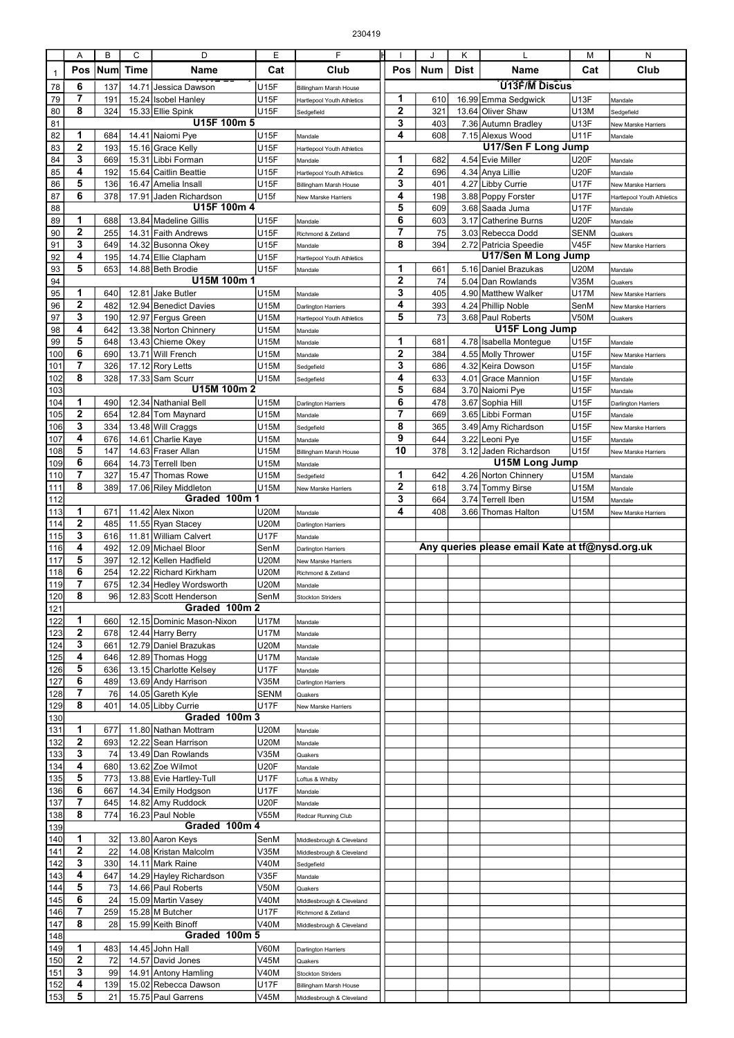| | A | B | C | D | E | F | I | J | K | L | M | N |
|---|---|---|---|---|---|---|---|---|---|---|---|---|
| 1 | Pos | Num | Time | Name | Cat | Club | Pos | Num | Dist | Name | Cat | Club |
| 78 | 6 | 137 | 14.71 | Jessica Dawson | U15F | Billingham Marsh House | | | | U13F/M Discus | | |
| 79 | 7 | 191 | 15.24 | Isobel Hanley | U15F | Hartlepool Youth Athletics | 1 | 610 | 16.99 | Emma Sedgwick | U13F | Mandale |
| 80 | 8 | 324 | 15.33 | Ellie Spink | U15F | Sedgefield | 2 | 321 | 13.64 | Oliver Shaw | U13M | Sedgefield |
| 81 | | | | U15F 100m 5 | | | 3 | 403 | 7.36 | Autumn Bradley | U13F | New Marske Harriers |
| 82 | 1 | 684 | 14.41 | Naiomi Pye | U15F | Mandale | 4 | 608 | 7.15 | Alexus Wood | U11F | Mandale |
| 83 | 2 | 193 | 15.16 | Grace Kelly | U15F | Hartlepool Youth Athletics | | | | U17/Sen F Long Jump | | |
| 84 | 3 | 669 | 15.31 | Libbi Forman | U15F | Mandale | 1 | 682 | 4.54 | Evie Miller | U20F | Mandale |
| 85 | 4 | 192 | 15.64 | Caitlin Beattie | U15F | Hartlepool Youth Athletics | 2 | 696 | 4.34 | Anya Lillie | U20F | Mandale |
| 86 | 5 | 136 | 16.47 | Amelia Insall | U15F | Billingham Marsh House | 3 | 401 | 4.27 | Libby Currie | U17F | New Marske Harriers |
| 87 | 6 | 378 | 17.91 | Jaden Richardson | U15f | New Marske Harriers | 4 | 198 | 3.88 | Poppy Forster | U17F | Hartlepool Youth Athletics |
| 88 | | | | U15F 100m 4 | | | 5 | 609 | 3.68 | Saada Juma | U17F | Mandale |
| 89 | 1 | 688 | 13.84 | Madeline Gillis | U15F | Mandale | 6 | 603 | 3.17 | Catherine Burns | U20F | Mandale |
| 90 | 2 | 255 | 14.31 | Faith Andrews | U15F | Richmond & Zetland | 7 | 75 | 3.03 | Rebecca Dodd | SENM | Quakers |
| 91 | 3 | 649 | 14.32 | Busonna Okey | U15F | Mandale | 8 | 394 | 2.72 | Patricia Speedie | V45F | New Marske Harriers |
| 92 | 4 | 195 | 14.74 | Ellie Clapham | U15F | Hartlepool Youth Athletics | | | | U17/Sen M Long Jump | | |
| 93 | 5 | 653 | 14.88 | Beth Brodie | U15F | Mandale | 1 | 661 | 5.16 | Daniel Brazukas | U20M | Mandale |
| 94 | | | | U15M 100m 1 | | | 2 | 74 | 5.04 | Dan Rowlands | V35M | Quakers |
| 95 | 1 | 640 | 12.81 | Jake Butler | U15M | Mandale | 3 | 405 | 4.90 | Matthew Walker | U17M | New Marske Harriers |
| 96 | 2 | 482 | 12.94 | Benedict Davies | U15M | Darlington Harriers | 4 | 393 | 4.24 | Phillip Noble | SenM | New Marske Harriers |
| 97 | 3 | 190 | 12.97 | Fergus Green | U15M | Hartlepool Youth Athletics | 5 | 73 | 3.68 | Paul Roberts | V50M | Quakers |
| 98 | 4 | 642 | 13.38 | Norton Chinnery | U15M | Mandale | | | | U15F Long Jump | | |
| 99 | 5 | 648 | 13.43 | Chieme Okey | U15M | Mandale | 1 | 681 | 4.78 | Isabella Montegue | U15F | Mandale |
| 100 | 6 | 690 | 13.71 | Will French | U15M | Mandale | 2 | 384 | 4.55 | Molly Thrower | U15F | New Marske Harriers |
| 101 | 7 | 326 | 17.12 | Rory Letts | U15M | Sedgefield | 3 | 686 | 4.32 | Keira Dowson | U15F | Mandale |
| 102 | 8 | 328 | 17.33 | Sam Scurr | U15M | Sedgefield | 4 | 633 | 4.01 | Grace Mannion | U15F | Mandale |
| 103 | | | | U15M 100m 2 | | | 5 | 684 | 3.70 | Naiomi Pye | U15F | Mandale |
| 104 | 1 | 490 | 12.34 | Nathanial Bell | U15M | Darlington Harriers | 6 | 478 | 3.67 | Sophia Hill | U15F | Darlington Harriers |
| 105 | 2 | 654 | 12.84 | Tom Maynard | U15M | Mandale | 7 | 669 | 3.65 | Libbi Forman | U15F | Mandale |
| 106 | 3 | 334 | 13.48 | Will Craggs | U15M | Sedgefield | 8 | 365 | 3.49 | Amy Richardson | U15F | New Marske Harriers |
| 107 | 4 | 676 | 14.61 | Charlie Kaye | U15M | Mandale | 9 | 644 | 3.22 | Leoni Pye | U15F | Mandale |
| 108 | 5 | 147 | 14.63 | Fraser Allan | U15M | Billingham Marsh House | 10 | 378 | 3.12 | Jaden Richardson | U15f | New Marske Harriers |
| 109 | 6 | 664 | 14.73 | Terrell Iben | U15M | Mandale | | | | U15M Long Jump | | |
| 110 | 7 | 327 | 15.47 | Thomas Rowe | U15M | Sedgefield | 1 | 642 | 4.26 | Norton Chinnery | U15M | Mandale |
| 111 | 8 | 389 | 17.06 | Riley Middleton | U15M | New Marske Harriers | 2 | 618 | 3.74 | Tommy Birse | U15M | Mandale |
| 112 | | | | Graded 100m 1 | | | 3 | 664 | 3.74 | Terrell Iben | U15M | Mandale |
| 113 | 1 | 671 | 11.42 | Alex Nixon | U20M | Mandale | 4 | 408 | 3.66 | Thomas Halton | U15M | New Marske Harriers |
| 114 | 2 | 485 | 11.55 | Ryan Stacey | U20M | Darlington Harriers | | | | | | |
| 115 | 3 | 616 | 11.81 | William Calvert | U17F | Mandale | | | | | | |
| 116 | 4 | 492 | 12.09 | Michael Bloor | SenM | Darlington Harriers | | | | Any queries please email Kate at tf@nysd.org.uk | | |
| 117 | 5 | 397 | 12.12 | Kellen Hadfield | U20M | New Marske Harriers | | | | | | |
| 118 | 6 | 254 | 12.22 | Richard Kirkham | U20M | Richmond & Zetland | | | | | | |
| 119 | 7 | 675 | 12.34 | Hedley Wordsworth | U20M | Mandale | | | | | | |
| 120 | 8 | 96 | 12.83 | Scott Henderson | SenM | Stockton Striders | | | | | | |
| 121 | | | | Graded 100m 2 | | | | | | | | |
| 122 | 1 | 660 | 12.15 | Dominic Mason-Nixon | U17M | Mandale | | | | | | |
| 123 | 2 | 678 | 12.44 | Harry Berry | U17M | Mandale | | | | | | |
| 124 | 3 | 661 | 12.79 | Daniel Brazukas | U20M | Mandale | | | | | | |
| 125 | 4 | 646 | 12.89 | Thomas Hogg | U17M | Mandale | | | | | | |
| 126 | 5 | 636 | 13.15 | Charlotte Kelsey | U17F | Mandale | | | | | | |
| 127 | 6 | 489 | 13.69 | Andy Harrison | V35M | Darlington Harriers | | | | | | |
| 128 | 7 | 76 | 14.05 | Gareth Kyle | SENM | Quakers | | | | | | |
| 129 | 8 | 401 | 14.05 | Libby Currie | U17F | New Marske Harriers | | | | | | |
| 130 | | | | Graded 100m 3 | | | | | | | | |
| 131 | 1 | 677 | 11.80 | Nathan Mottram | U20M | Mandale | | | | | | |
| 132 | 2 | 693 | 12.22 | Sean Harrison | U20M | Mandale | | | | | | |
| 133 | 3 | 74 | 13.49 | Dan Rowlands | V35M | Quakers | | | | | | |
| 134 | 4 | 680 | 13.62 | Zoe Wilmot | U20F | Mandale | | | | | | |
| 135 | 5 | 773 | 13.88 | Evie Hartley-Tull | U17F | Loftus & Whitby | | | | | | |
| 136 | 6 | 667 | 14.34 | Emily Hodgson | U17F | Mandale | | | | | | |
| 137 | 7 | 645 | 14.82 | Amy Ruddock | U20F | Mandale | | | | | | |
| 138 | 8 | 774 | 16.23 | Paul Noble | V55M | Redcar Running Club | | | | | | |
| 139 | | | | Graded 100m 4 | | | | | | | | |
| 140 | 1 | 32 | 13.80 | Aaron Keys | SenM | Middlesbrough & Cleveland | | | | | | |
| 141 | 2 | 22 | 14.08 | Kristan Malcolm | V35M | Middlesbrough & Cleveland | | | | | | |
| 142 | 3 | 330 | 14.11 | Mark Raine | V40M | Sedgefield | | | | | | |
| 143 | 4 | 647 | 14.29 | Hayley Richardson | V35F | Mandale | | | | | | |
| 144 | 5 | 73 | 14.66 | Paul Roberts | V50M | Quakers | | | | | | |
| 145 | 6 | 24 | 15.09 | Martin Vasey | V40M | Middlesbrough & Cleveland | | | | | | |
| 146 | 7 | 259 | 15.28 | M Butcher | U17F | Richmond & Zetland | | | | | | |
| 147 | 8 | 28 | 15.99 | Keith Binoff | V40M | Middlesbrough & Cleveland | | | | | | |
| 148 | | | | Graded 100m 5 | | | | | | | | |
| 149 | 1 | 483 | 14.45 | John Hall | V60M | Darlington Harriers | | | | | | |
| 150 | 2 | 72 | 14.57 | David Jones | V45M | Quakers | | | | | | |
| 151 | 3 | 99 | 14.91 | Antony Hamling | V40M | Stockton Striders | | | | | | |
| 152 | 4 | 139 | 15.02 | Rebecca Dawson | U17F | Billingham Marsh House | | | | | | |
| 153 | 5 | 21 | 15.75 | Paul Garrens | V45M | Middlesbrough & Cleveland | | | | | | |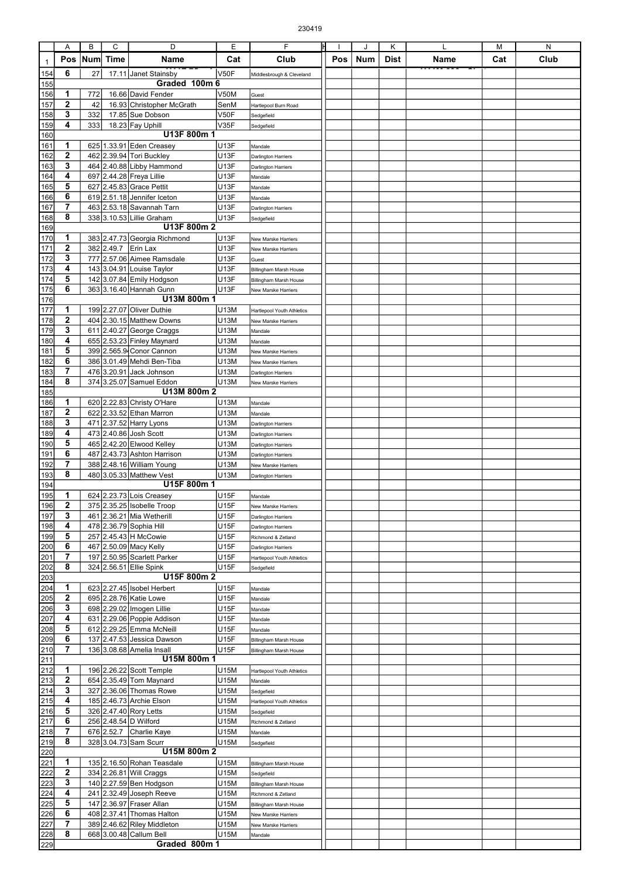230419

| | A | B | C | D | E | F | I | J | K | L | M | N |
|---|---|---|---|---|---|---|---|---|---|---|---|---|
| 1 | Pos | Num | Time | Name | Cat | Club | Pos | Num | Dist | Name | Cat | Club |
| 154 | 6 | 27 | 17.11 | Janet Stainsby | V50F | Middlesbrough & Cleveland | | | | | | |
| 155 | | | | Graded 100m 6 | | | | | | | | |
| 156 | 1 | 772 | 16.66 | David Fender | V50M | Guest | | | | | | |
| 157 | 2 | 42 | 16.93 | Christopher McGrath | SenM | Hartlepool Burn Road | | | | | | |
| 158 | 3 | 332 | 17.85 | Sue Dobson | V50F | Sedgefield | | | | | | |
| 159 | 4 | 333 | 18.23 | Fay Uphill | V35F | Sedgefield | | | | | | |
| 160 | | | | U13F 800m 1 | | | | | | | | |
| 161 | 1 | 625 | 1.33.91 | Eden Creasey | U13F | Mandale | | | | | | |
| 162 | 2 | 462 | 2.39.94 | Tori Buckley | U13F | Darlington Harriers | | | | | | |
| 163 | 3 | 464 | 2.40.88 | Libby Hammond | U13F | Darlington Harriers | | | | | | |
| 164 | 4 | 697 | 2.44.28 | Freya Lillie | U13F | Mandale | | | | | | |
| 165 | 5 | 627 | 2.45.83 | Grace Pettit | U13F | Mandale | | | | | | |
| 166 | 6 | 619 | 2.51.18 | Jennifer Iceton | U13F | Mandale | | | | | | |
| 167 | 7 | 463 | 2.53.18 | Savannah Tarn | U13F | Darlington Harriers | | | | | | |
| 168 | 8 | 338 | 3.10.53 | Lillie Graham | U13F | Sedgefield | | | | | | |
| 169 | | | | U13F 800m 2 | | | | | | | | |
| 170 | 1 | 383 | 2.47.73 | Georgia Richmond | U13F | New Marske Harriers | | | | | | |
| 171 | 2 | 382 | 2.49.7 | Erin Lax | U13F | New Marske Harriers | | | | | | |
| 172 | 3 | 777 | 2.57.06 | Aimee Ramsdale | U13F | Guest | | | | | | |
| 173 | 4 | 143 | 3.04.91 | Louise Taylor | U13F | Billingham Marsh House | | | | | | |
| 174 | 5 | 142 | 3.07.84 | Emily Hodgson | U13F | Billingham Marsh House | | | | | | |
| 175 | 6 | 363 | 3.16.40 | Hannah Gunn | U13F | New Marske Harriers | | | | | | |
| 176 | | | | U13M 800m 1 | | | | | | | | |
| 177 | 1 | 199 | 2.27.07 | Oliver Duthie | U13M | Hartlepool Youth Athletics | | | | | | |
| 178 | 2 | 404 | 2.30.15 | Matthew Downs | U13M | New Marske Harriers | | | | | | |
| 179 | 3 | 611 | 2.40.27 | George Craggs | U13M | Mandale | | | | | | |
| 180 | 4 | 655 | 2.53.23 | Finley Maynard | U13M | Mandale | | | | | | |
| 181 | 5 | 399 | 2.565.94 | Conor Cannon | U13M | New Marske Harriers | | | | | | |
| 182 | 6 | 386 | 3.01.49 | Mehdi Ben-Tiba | U13M | New Marske Harriers | | | | | | |
| 183 | 7 | 476 | 3.20.91 | Jack Johnson | U13M | Darlington Harriers | | | | | | |
| 184 | 8 | 374 | 3.25.07 | Samuel Eddon | U13M | New Marske Harriers | | | | | | |
| 185 | | | | U13M 800m 2 | | | | | | | | |
| 186 | 1 | 620 | 2.22.83 | Christy O'Hare | U13M | Mandale | | | | | | |
| 187 | 2 | 622 | 2.33.52 | Ethan Marron | U13M | Mandale | | | | | | |
| 188 | 3 | 471 | 2.37.52 | Harry Lyons | U13M | Darlington Harriers | | | | | | |
| 189 | 4 | 473 | 2.40.86 | Josh Scott | U13M | Darlington Harriers | | | | | | |
| 190 | 5 | 465 | 2.42.20 | Elwood Kelley | U13M | Darlington Harriers | | | | | | |
| 191 | 6 | 487 | 2.43.73 | Ashton Harrison | U13M | Darlington Harriers | | | | | | |
| 192 | 7 | 388 | 2.48.16 | William Young | U13M | New Marske Harriers | | | | | | |
| 193 | 8 | 480 | 3.05.33 | Matthew Vest | U13M | Darlington Harriers | | | | | | |
| 194 | | | | U15F 800m 1 | | | | | | | | |
| 195 | 1 | 624 | 2.23.73 | Lois Creasey | U15F | Mandale | | | | | | |
| 196 | 2 | 375 | 2.35.25 | Isobelle Troop | U15F | New Marske Harriers | | | | | | |
| 197 | 3 | 461 | 2.36.21 | Mia Wetherill | U15F | Darlington Harriers | | | | | | |
| 198 | 4 | 478 | 2.36.79 | Sophia Hill | U15F | Darlington Harriers | | | | | | |
| 199 | 5 | 257 | 2.45.43 | H McCowie | U15F | Richmond & Zetland | | | | | | |
| 200 | 6 | 467 | 2.50.09 | Macy Kelly | U15F | Darlington Harriers | | | | | | |
| 201 | 7 | 197 | 2.50.95 | Scarlett Parker | U15F | Hartlepool Youth Athletics | | | | | | |
| 202 | 8 | 324 | 2.56.51 | Ellie Spink | U15F | Sedgefield | | | | | | |
| 203 | | | | U15F 800m 2 | | | | | | | | |
| 204 | 1 | 623 | 2.27.45 | Isobel Herbert | U15F | Mandale | | | | | | |
| 205 | 2 | 695 | 2.28.76 | Katie Lowe | U15F | Mandale | | | | | | |
| 206 | 3 | 698 | 2.29.02 | Imogen Lillie | U15F | Mandale | | | | | | |
| 207 | 4 | 631 | 2.29.06 | Poppie Addison | U15F | Mandale | | | | | | |
| 208 | 5 | 612 | 2.29.25 | Emma McNeill | U15F | Mandale | | | | | | |
| 209 | 6 | 137 | 2.47.53 | Jessica Dawson | U15F | Billingham Marsh House | | | | | | |
| 210 | 7 | 136 | 3.08.68 | Amelia Insall | U15F | Billingham Marsh House | | | | | | |
| 211 | | | | U15M 800m 1 | | | | | | | | |
| 212 | 1 | 196 | 2.26.22 | Scott Temple | U15M | Hartlepool Youth Athletics | | | | | | |
| 213 | 2 | 654 | 2.35.49 | Tom Maynard | U15M | Mandale | | | | | | |
| 214 | 3 | 327 | 2.36.06 | Thomas Rowe | U15M | Sedgefield | | | | | | |
| 215 | 4 | 185 | 2.46.73 | Archie Elson | U15M | Hartlepool Youth Athletics | | | | | | |
| 216 | 5 | 326 | 2.47.40 | Rory Letts | U15M | Sedgefield | | | | | | |
| 217 | 6 | 256 | 2.48.54 | D Wilford | U15M | Richmond & Zetland | | | | | | |
| 218 | 7 | 676 | 2.52.7 | Charlie Kaye | U15M | Mandale | | | | | | |
| 219 | 8 | 328 | 3.04.73 | Sam Scurr | U15M | Sedgefield | | | | | | |
| 220 | | | | U15M 800m 2 | | | | | | | | |
| 221 | 1 | 135 | 2.16.50 | Rohan Teasdale | U15M | Billingham Marsh House | | | | | | |
| 222 | 2 | 334 | 2.26.81 | Will Craggs | U15M | Sedgefield | | | | | | |
| 223 | 3 | 140 | 2.27.59 | Ben Hodgson | U15M | Billingham Marsh House | | | | | | |
| 224 | 4 | 241 | 2.32.49 | Joseph Reeve | U15M | Richmond & Zetland | | | | | | |
| 225 | 5 | 147 | 2.36.97 | Fraser Allan | U15M | Billingham Marsh House | | | | | | |
| 226 | 6 | 408 | 2.37.41 | Thomas Halton | U15M | New Marske Harriers | | | | | | |
| 227 | 7 | 389 | 2.46.62 | Riley Middleton | U15M | New Marske Harriers | | | | | | |
| 228 | 8 | 668 | 3.00.48 | Callum Bell | U15M | Mandale | | | | | | |
| 229 | | | | Graded 800m 1 | | | | | | | | |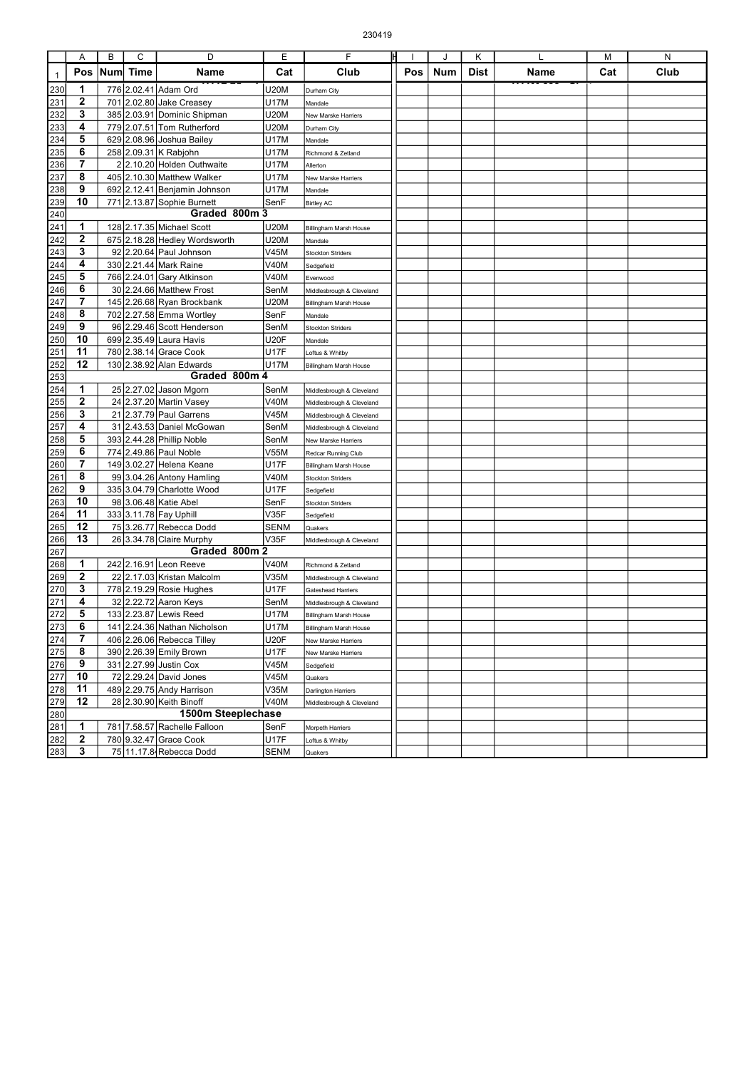| | A | B | C | D | E | F | I | J | K | L | M | N |
|---|---|---|---|---|---|---|---|---|---|---|---|---|
| 1 | Pos | Num | Time | Name | Cat | Club | Pos | Num | Dist | Name | Cat | Club |
| 230 | 1 | 776 | 2.02.41 | Adam Ord | U20M | Durham City | | | | | | |
| 231 | 2 | 701 | 2.02.80 | Jake Creasey | U17M | Mandale | | | | | | |
| 232 | 3 | 385 | 2.03.91 | Dominic Shipman | U20M | New Marske Harriers | | | | | | |
| 233 | 4 | 779 | 2.07.51 | Tom Rutherford | U20M | Durham City | | | | | | |
| 234 | 5 | 629 | 2.08.96 | Joshua Bailey | U17M | Mandale | | | | | | |
| 235 | 6 | 258 | 2.09.31 | K Rabjohn | U17M | Richmond & Zetland | | | | | | |
| 236 | 7 | 2 | 2.10.20 | Holden Outhwaite | U17M | Allerton | | | | | | |
| 237 | 8 | 405 | 2.10.30 | Matthew Walker | U17M | New Marske Harriers | | | | | | |
| 238 | 9 | 692 | 2.12.41 | Benjamin Johnson | U17M | Mandale | | | | | | |
| 239 | 10 | 771 | 2.13.87 | Sophie Burnett | SenF | Birtley AC | | | | | | |
| 240 | | | | Graded 800m 3 | | | | | | | | |
| 241 | 1 | 128 | 2.17.35 | Michael Scott | U20M | Billingham Marsh House | | | | | | |
| 242 | 2 | 675 | 2.18.28 | Hedley Wordsworth | U20M | Mandale | | | | | | |
| 243 | 3 | 92 | 2.20.64 | Paul Johnson | V45M | Stockton Striders | | | | | | |
| 244 | 4 | 330 | 2.21.44 | Mark Raine | V40M | Sedgefield | | | | | | |
| 245 | 5 | 766 | 2.24.01 | Gary Atkinson | V40M | Evenwood | | | | | | |
| 246 | 6 | 30 | 2.24.66 | Matthew Frost | SenM | Middlesbrough & Cleveland | | | | | | |
| 247 | 7 | 145 | 2.26.68 | Ryan Brockbank | U20M | Billingham Marsh House | | | | | | |
| 248 | 8 | 702 | 2.27.58 | Emma Wortley | SenF | Mandale | | | | | | |
| 249 | 9 | 96 | 2.29.46 | Scott Henderson | SenM | Stockton Striders | | | | | | |
| 250 | 10 | 699 | 2.35.49 | Laura Havis | U20F | Mandale | | | | | | |
| 251 | 11 | 780 | 2.38.14 | Grace Cook | U17F | Loftus & Whitby | | | | | | |
| 252 | 12 | 130 | 2.38.92 | Alan Edwards | U17M | Billingham Marsh House | | | | | | |
| 253 | | | | Graded 800m 4 | | | | | | | | |
| 254 | 1 | 25 | 2.27.02 | Jason Mgorn | SenM | Middlesbrough & Cleveland | | | | | | |
| 255 | 2 | 24 | 2.37.20 | Martin Vasey | V40M | Middlesbrough & Cleveland | | | | | | |
| 256 | 3 | 21 | 2.37.79 | Paul Garrens | V45M | Middlesbrough & Cleveland | | | | | | |
| 257 | 4 | 31 | 2.43.53 | Daniel McGowan | SenM | Middlesbrough & Cleveland | | | | | | |
| 258 | 5 | 393 | 2.44.28 | Phillip Noble | SenM | New Marske Harriers | | | | | | |
| 259 | 6 | 774 | 2.49.86 | Paul Noble | V55M | Redcar Running Club | | | | | | |
| 260 | 7 | 149 | 3.02.27 | Helena Keane | U17F | Billingham Marsh House | | | | | | |
| 261 | 8 | 99 | 3.04.26 | Antony Hamling | V40M | Stockton Striders | | | | | | |
| 262 | 9 | 335 | 3.04.79 | Charlotte Wood | U17F | Sedgefield | | | | | | |
| 263 | 10 | 98 | 3.06.48 | Katie Abel | SenF | Stockton Striders | | | | | | |
| 264 | 11 | 333 | 3.11.78 | Fay Uphill | V35F | Sedgefield | | | | | | |
| 265 | 12 | 75 | 3.26.77 | Rebecca Dodd | SENM | Quakers | | | | | | |
| 266 | 13 | 26 | 3.34.78 | Claire Murphy | V35F | Middlesbrough & Cleveland | | | | | | |
| 267 | | | | Graded 800m 2 | | | | | | | | |
| 268 | 1 | 242 | 2.16.91 | Leon Reeve | V40M | Richmond & Zetland | | | | | | |
| 269 | 2 | 22 | 2.17.03 | Kristan Malcolm | V35M | Middlesbrough & Cleveland | | | | | | |
| 270 | 3 | 778 | 2.19.29 | Rosie Hughes | U17F | Gateshead Harriers | | | | | | |
| 271 | 4 | 32 | 2.22.72 | Aaron Keys | SenM | Middlesbrough & Cleveland | | | | | | |
| 272 | 5 | 133 | 2.23.87 | Lewis Reed | U17M | Billingham Marsh House | | | | | | |
| 273 | 6 | 141 | 2.24.36 | Nathan Nicholson | U17M | Billingham Marsh House | | | | | | |
| 274 | 7 | 406 | 2.26.06 | Rebecca Tilley | U20F | New Marske Harriers | | | | | | |
| 275 | 8 | 390 | 2.26.39 | Emily Brown | U17F | New Marske Harriers | | | | | | |
| 276 | 9 | 331 | 2.27.99 | Justin Cox | V45M | Sedgefield | | | | | | |
| 277 | 10 | 72 | 2.29.24 | David Jones | V45M | Quakers | | | | | | |
| 278 | 11 | 489 | 2.29.75 | Andy Harrison | V35M | Darlington Harriers | | | | | | |
| 279 | 12 | 28 | 2.30.90 | Keith Binoff | V40M | Middlesbrough & Cleveland | | | | | | |
| 280 | | | | 1500m Steeplechase | | | | | | | | |
| 281 | 1 | 781 | 7.58.57 | Rachelle Falloon | SenF | Morpeth Harriers | | | | | | |
| 282 | 2 | 780 | 9.32.47 | Grace Cook | U17F | Loftus & Whitby | | | | | | |
| 283 | 3 | 75 | 11.17.84 | Rebecca Dodd | SENM | Quakers | | | | | | |